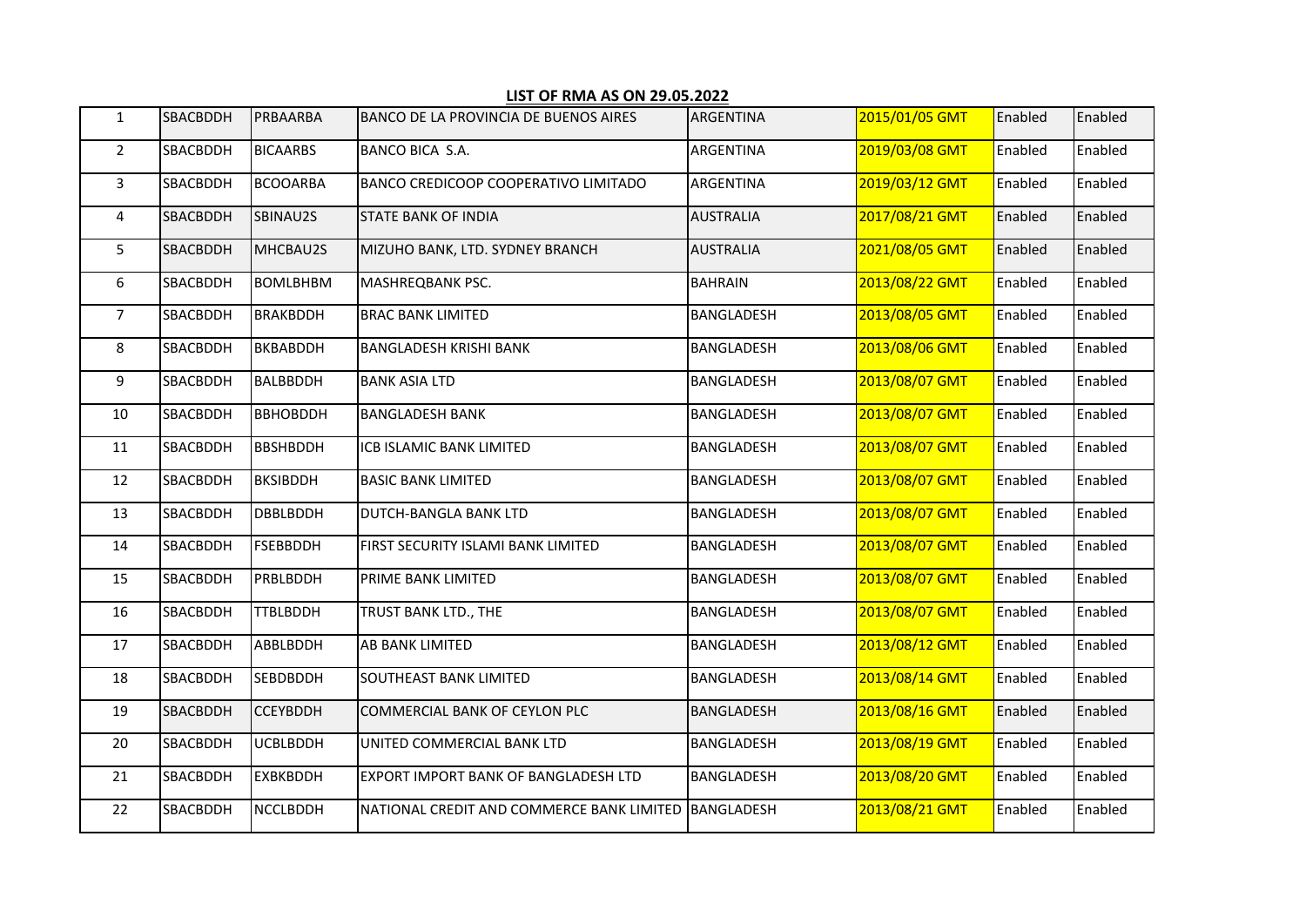**LIST OF RMA AS ON 29.05.2022**

| | | | | | | | |
|---|---|---|---|---|---|---|---|
| 1 | SBACBDDH | PRBAARBA | BANCO DE LA PROVINCIA DE BUENOS AIRES | ARGENTINA | 2015/01/05 GMT | Enabled | Enabled |
| 2 | SBACBDDH | BICAARBS | BANCO BICA S.A. | ARGENTINA | 2019/03/08 GMT | Enabled | Enabled |
| 3 | SBACBDDH | BCOOARBA | BANCO CREDICOOP COOPERATIVO LIMITADO | ARGENTINA | 2019/03/12 GMT | Enabled | Enabled |
| 4 | SBACBDDH | SBINAU2S | STATE BANK OF INDIA | AUSTRALIA | 2017/08/21 GMT | Enabled | Enabled |
| 5 | SBACBDDH | MHCBAU2S | MIZUHO BANK, LTD. SYDNEY BRANCH | AUSTRALIA | 2021/08/05 GMT | Enabled | Enabled |
| 6 | SBACBDDH | BOMLBHBM | MASHREQBANK PSC. | BAHRAIN | 2013/08/22 GMT | Enabled | Enabled |
| 7 | SBACBDDH | BRAKBDDH | BRAC BANK LIMITED | BANGLADESH | 2013/08/05 GMT | Enabled | Enabled |
| 8 | SBACBDDH | BKBABDDH | BANGLADESH KRISHI BANK | BANGLADESH | 2013/08/06 GMT | Enabled | Enabled |
| 9 | SBACBDDH | BALBBDDH | BANK ASIA LTD | BANGLADESH | 2013/08/07 GMT | Enabled | Enabled |
| 10 | SBACBDDH | BBHOBDDH | BANGLADESH BANK | BANGLADESH | 2013/08/07 GMT | Enabled | Enabled |
| 11 | SBACBDDH | BBSHBDDH | ICB ISLAMIC BANK LIMITED | BANGLADESH | 2013/08/07 GMT | Enabled | Enabled |
| 12 | SBACBDDH | BKSIBDDH | BASIC BANK LIMITED | BANGLADESH | 2013/08/07 GMT | Enabled | Enabled |
| 13 | SBACBDDH | DBBLBDDH | DUTCH-BANGLA BANK LTD | BANGLADESH | 2013/08/07 GMT | Enabled | Enabled |
| 14 | SBACBDDH | FSEBBDDH | FIRST SECURITY ISLAMI BANK LIMITED | BANGLADESH | 2013/08/07 GMT | Enabled | Enabled |
| 15 | SBACBDDH | PRBLBDDH | PRIME BANK LIMITED | BANGLADESH | 2013/08/07 GMT | Enabled | Enabled |
| 16 | SBACBDDH | TTBLBDDH | TRUST BANK LTD., THE | BANGLADESH | 2013/08/07 GMT | Enabled | Enabled |
| 17 | SBACBDDH | ABBLBDDH | AB BANK LIMITED | BANGLADESH | 2013/08/12 GMT | Enabled | Enabled |
| 18 | SBACBDDH | SEBDBDDH | SOUTHEAST BANK LIMITED | BANGLADESH | 2013/08/14 GMT | Enabled | Enabled |
| 19 | SBACBDDH | CCEYBDDH | COMMERCIAL BANK OF CEYLON PLC | BANGLADESH | 2013/08/16 GMT | Enabled | Enabled |
| 20 | SBACBDDH | UCBLBDDH | UNITED COMMERCIAL BANK LTD | BANGLADESH | 2013/08/19 GMT | Enabled | Enabled |
| 21 | SBACBDDH | EXBKBDDH | EXPORT IMPORT BANK OF BANGLADESH LTD | BANGLADESH | 2013/08/20 GMT | Enabled | Enabled |
| 22 | SBACBDDH | NCCLBDDH | NATIONAL CREDIT AND COMMERCE BANK LIMITED | BANGLADESH | 2013/08/21 GMT | Enabled | Enabled |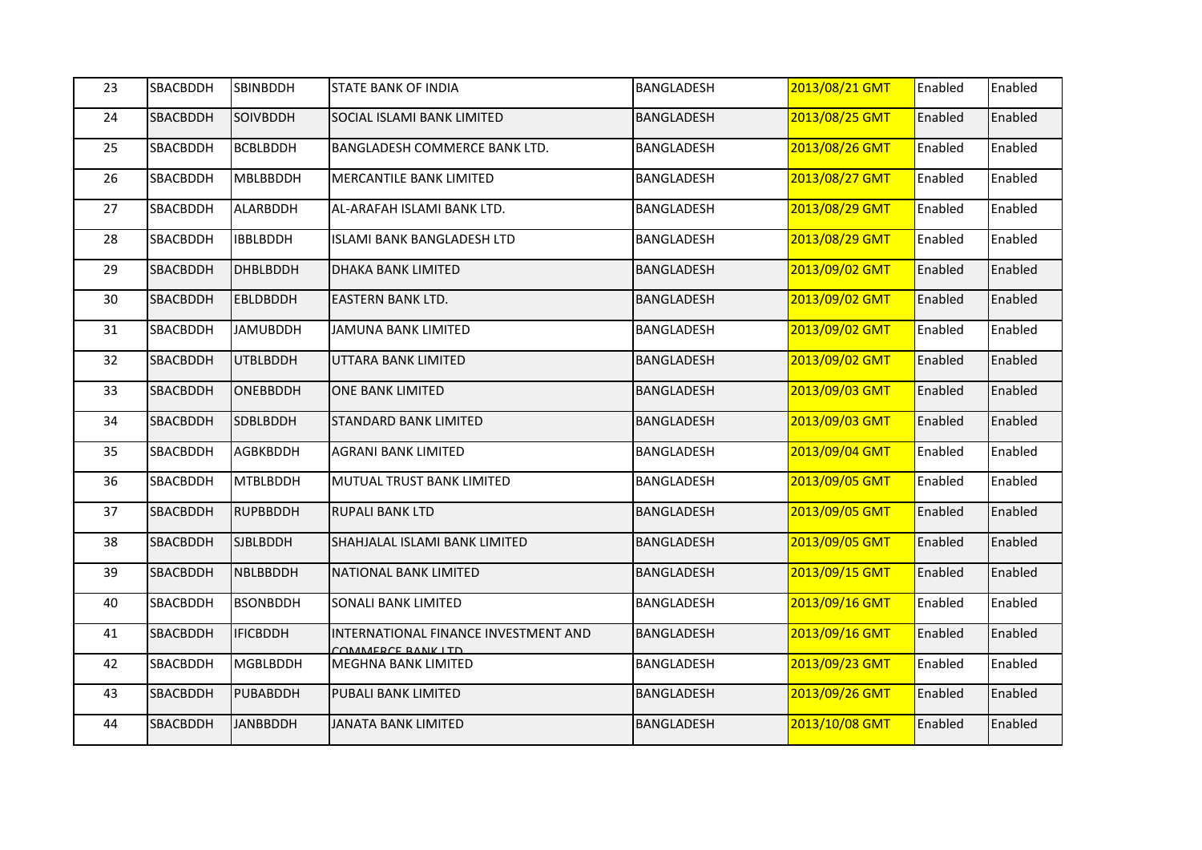| 23 | SBACBDDH | SBINBDDH | STATE BANK OF INDIA | BANGLADESH | 2013/08/21 GMT | Enabled | Enabled |
|---|---|---|---|---|---|---|---|
| 24 | SBACBDDH | SOIVBDDH | SOCIAL ISLAMI BANK LIMITED | BANGLADESH | 2013/08/25 GMT | Enabled | Enabled |
| 25 | SBACBDDH | BCBLBDDH | BANGLADESH COMMERCE BANK LTD. | BANGLADESH | 2013/08/26 GMT | Enabled | Enabled |
| 26 | SBACBDDH | MBLBBDDH | MERCANTILE BANK LIMITED | BANGLADESH | 2013/08/27 GMT | Enabled | Enabled |
| 27 | SBACBDDH | ALARBDDH | AL-ARAFAH ISLAMI BANK LTD. | BANGLADESH | 2013/08/29 GMT | Enabled | Enabled |
| 28 | SBACBDDH | IBBLBDDH | ISLAMI BANK BANGLADESH LTD | BANGLADESH | 2013/08/29 GMT | Enabled | Enabled |
| 29 | SBACBDDH | DHBLBDDH | DHAKA BANK LIMITED | BANGLADESH | 2013/09/02 GMT | Enabled | Enabled |
| 30 | SBACBDDH | EBLDBDDH | EASTERN BANK LTD. | BANGLADESH | 2013/09/02 GMT | Enabled | Enabled |
| 31 | SBACBDDH | JAMUBDDH | JAMUNA BANK LIMITED | BANGLADESH | 2013/09/02 GMT | Enabled | Enabled |
| 32 | SBACBDDH | UTBLBDDH | UTTARA BANK LIMITED | BANGLADESH | 2013/09/02 GMT | Enabled | Enabled |
| 33 | SBACBDDH | ONEBBDDH | ONE BANK LIMITED | BANGLADESH | 2013/09/03 GMT | Enabled | Enabled |
| 34 | SBACBDDH | SDBLBDDH | STANDARD BANK LIMITED | BANGLADESH | 2013/09/03 GMT | Enabled | Enabled |
| 35 | SBACBDDH | AGBKBDDH | AGRANI BANK LIMITED | BANGLADESH | 2013/09/04 GMT | Enabled | Enabled |
| 36 | SBACBDDH | MTBLBDDH | MUTUAL TRUST BANK LIMITED | BANGLADESH | 2013/09/05 GMT | Enabled | Enabled |
| 37 | SBACBDDH | RUPBBDDH | RUPALI BANK LTD | BANGLADESH | 2013/09/05 GMT | Enabled | Enabled |
| 38 | SBACBDDH | SJBLBDDH | SHAHJALAL ISLAMI BANK LIMITED | BANGLADESH | 2013/09/05 GMT | Enabled | Enabled |
| 39 | SBACBDDH | NBLBBDDH | NATIONAL BANK LIMITED | BANGLADESH | 2013/09/15 GMT | Enabled | Enabled |
| 40 | SBACBDDH | BSONBDDH | SONALI BANK LIMITED | BANGLADESH | 2013/09/16 GMT | Enabled | Enabled |
| 41 | SBACBDDH | IFICBDDH | INTERNATIONAL FINANCE INVESTMENT AND COMMERCE BANK LTD | BANGLADESH | 2013/09/16 GMT | Enabled | Enabled |
| 42 | SBACBDDH | MGBLBDDH | MEGHNA BANK LIMITED | BANGLADESH | 2013/09/23 GMT | Enabled | Enabled |
| 43 | SBACBDDH | PUBABDDH | PUBALI BANK LIMITED | BANGLADESH | 2013/09/26 GMT | Enabled | Enabled |
| 44 | SBACBDDH | JANBBDDH | JANATA BANK LIMITED | BANGLADESH | 2013/10/08 GMT | Enabled | Enabled |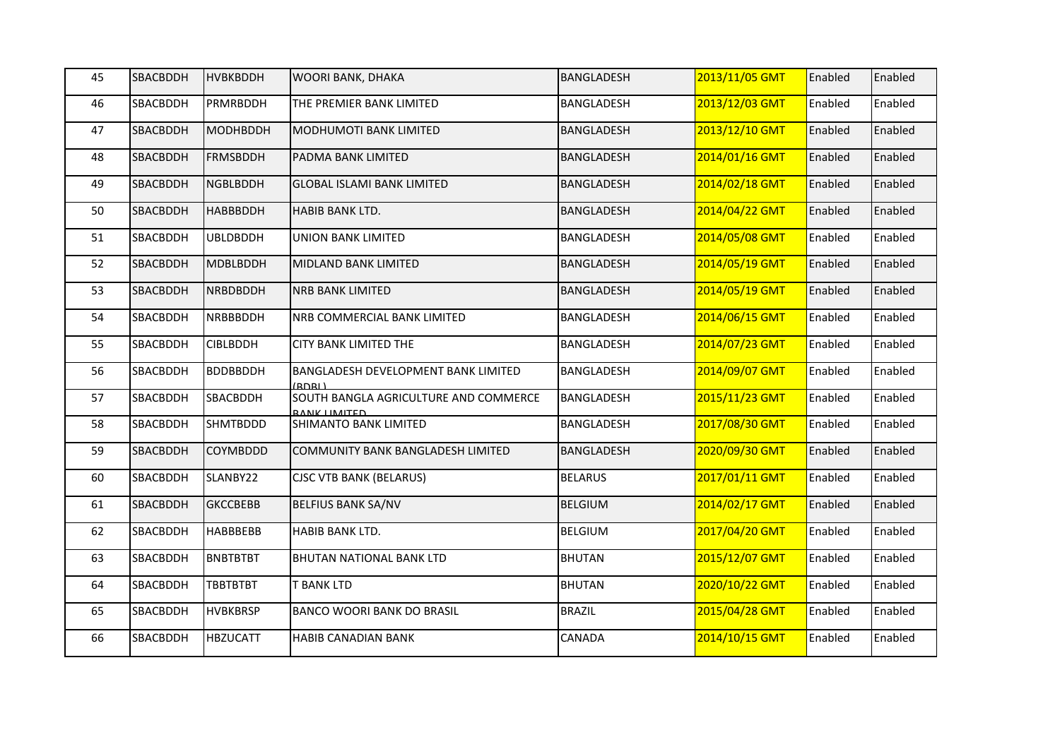| | | | | | | | |
|---|---|---|---|---|---|---|---|
| 45 | SBACBDDH | HVBKBDDH | WOORI BANK, DHAKA | BANGLADESH | 2013/11/05 GMT | Enabled | Enabled |
| 46 | SBACBDDH | PRMRBDDH | THE PREMIER BANK LIMITED | BANGLADESH | 2013/12/03 GMT | Enabled | Enabled |
| 47 | SBACBDDH | MODHBDDH | MODHUMOTI BANK LIMITED | BANGLADESH | 2013/12/10 GMT | Enabled | Enabled |
| 48 | SBACBDDH | FRMSBDDH | PADMA BANK LIMITED | BANGLADESH | 2014/01/16 GMT | Enabled | Enabled |
| 49 | SBACBDDH | NGBLBDDH | GLOBAL ISLAMI BANK LIMITED | BANGLADESH | 2014/02/18 GMT | Enabled | Enabled |
| 50 | SBACBDDH | HABBBDDH | HABIB BANK LTD. | BANGLADESH | 2014/04/22 GMT | Enabled | Enabled |
| 51 | SBACBDDH | UBLDBDDH | UNION BANK LIMITED | BANGLADESH | 2014/05/08 GMT | Enabled | Enabled |
| 52 | SBACBDDH | MDBLBDDH | MIDLAND BANK LIMITED | BANGLADESH | 2014/05/19 GMT | Enabled | Enabled |
| 53 | SBACBDDH | NRBDBDDH | NRB BANK LIMITED | BANGLADESH | 2014/05/19 GMT | Enabled | Enabled |
| 54 | SBACBDDH | NRBBBDDH | NRB COMMERCIAL BANK LIMITED | BANGLADESH | 2014/06/15 GMT | Enabled | Enabled |
| 55 | SBACBDDH | CIBLBDDH | CITY BANK LIMITED THE | BANGLADESH | 2014/07/23 GMT | Enabled | Enabled |
| 56 | SBACBDDH | BDDBBDDH | BANGLADESH DEVELOPMENT BANK LIMITED (BDBL) | BANGLADESH | 2014/09/07 GMT | Enabled | Enabled |
| 57 | SBACBDDH | SBACBDDH | SOUTH BANGLA AGRICULTURE AND COMMERCE BANK LIMITED | BANGLADESH | 2015/11/23 GMT | Enabled | Enabled |
| 58 | SBACBDDH | SHMTBDDD | SHIMANTO BANK LIMITED | BANGLADESH | 2017/08/30 GMT | Enabled | Enabled |
| 59 | SBACBDDH | COYMBDDD | COMMUNITY BANK BANGLADESH LIMITED | BANGLADESH | 2020/09/30 GMT | Enabled | Enabled |
| 60 | SBACBDDH | SLANBY22 | CJSC VTB BANK (BELARUS) | BELARUS | 2017/01/11 GMT | Enabled | Enabled |
| 61 | SBACBDDH | GKCCBEBB | BELFIUS BANK SA/NV | BELGIUM | 2014/02/17 GMT | Enabled | Enabled |
| 62 | SBACBDDH | HABBBEBB | HABIB BANK LTD. | BELGIUM | 2017/04/20 GMT | Enabled | Enabled |
| 63 | SBACBDDH | BNBTBTBT | BHUTAN NATIONAL BANK LTD | BHUTAN | 2015/12/07 GMT | Enabled | Enabled |
| 64 | SBACBDDH | TBBTBTBT | T BANK LTD | BHUTAN | 2020/10/22 GMT | Enabled | Enabled |
| 65 | SBACBDDH | HVBKBRSP | BANCO WOORI BANK DO BRASIL | BRAZIL | 2015/04/28 GMT | Enabled | Enabled |
| 66 | SBACBDDH | HBZUCATT | HABIB CANADIAN BANK | CANADA | 2014/10/15 GMT | Enabled | Enabled |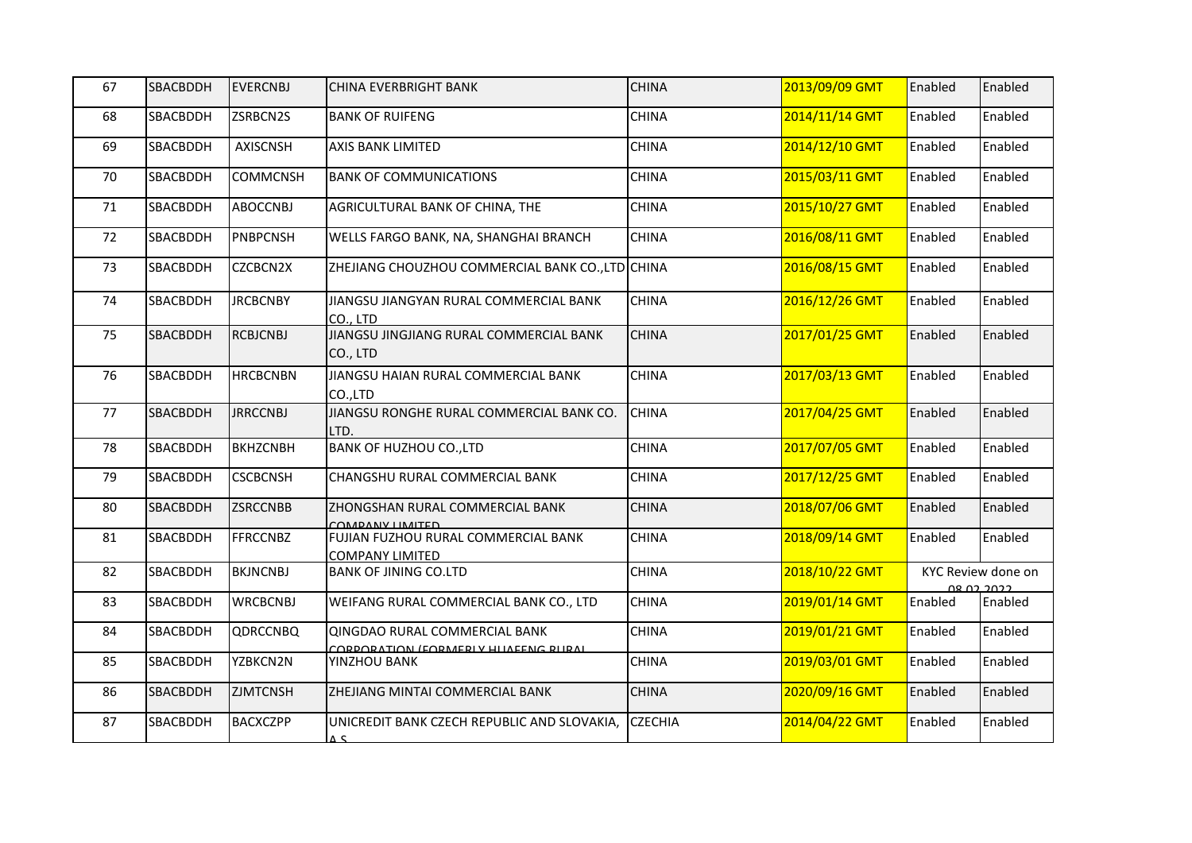| 67 | SBACBDDH | EVERCNBJ | CHINA EVERBRIGHT BANK | CHINA | 2013/09/09 GMT | Enabled | Enabled |
|---|---|---|---|---|---|---|---|
| 68 | SBACBDDH | ZSRBCN2S | BANK OF RUIFENG | CHINA | 2014/11/14 GMT | Enabled | Enabled |
| 69 | SBACBDDH | AXISCNSH | AXIS BANK LIMITED | CHINA | 2014/12/10 GMT | Enabled | Enabled |
| 70 | SBACBDDH | COMMCNSH | BANK OF COMMUNICATIONS | CHINA | 2015/03/11 GMT | Enabled | Enabled |
| 71 | SBACBDDH | ABOCCNBJ | AGRICULTURAL BANK OF CHINA, THE | CHINA | 2015/10/27 GMT | Enabled | Enabled |
| 72 | SBACBDDH | PNBPCNSH | WELLS FARGO BANK, NA, SHANGHAI BRANCH | CHINA | 2016/08/11 GMT | Enabled | Enabled |
| 73 | SBACBDDH | CZCBCN2X | ZHEJIANG CHOUZHOU COMMERCIAL BANK CO.,LTD | CHINA | 2016/08/15 GMT | Enabled | Enabled |
| 74 | SBACBDDH | JRCBCNBY | JIANGSU JIANGYAN RURAL COMMERCIAL BANK CO., LTD | CHINA | 2016/12/26 GMT | Enabled | Enabled |
| 75 | SBACBDDH | RCBJCNBJ | JIANGSU JINGJIANG RURAL COMMERCIAL BANK CO., LTD | CHINA | 2017/01/25 GMT | Enabled | Enabled |
| 76 | SBACBDDH | HRCBCNBN | JIANGSU HAIAN RURAL COMMERCIAL BANK CO.,LTD | CHINA | 2017/03/13 GMT | Enabled | Enabled |
| 77 | SBACBDDH | JRRCCNBJ | JIANGSU RONGHE RURAL COMMERCIAL BANK CO. LTD. | CHINA | 2017/04/25 GMT | Enabled | Enabled |
| 78 | SBACBDDH | BKHZCNBH | BANK OF HUZHOU CO.,LTD | CHINA | 2017/07/05 GMT | Enabled | Enabled |
| 79 | SBACBDDH | CSCBCNSH | CHANGSHU RURAL COMMERCIAL BANK | CHINA | 2017/12/25 GMT | Enabled | Enabled |
| 80 | SBACBDDH | ZSRCCNBB | ZHONGSHAN RURAL COMMERCIAL BANK COMPANY LIMITED | CHINA | 2018/07/06 GMT | Enabled | Enabled |
| 81 | SBACBDDH | FFRCCNBZ | FUJIAN FUZHOU RURAL COMMERCIAL BANK COMPANY LIMITED | CHINA | 2018/09/14 GMT | Enabled | Enabled |
| 82 | SBACBDDH | BKJNCNBJ | BANK OF JINING CO.LTD | CHINA | 2018/10/22 GMT | KYC Review done on 08.02.2022 | |
| 83 | SBACBDDH | WRCBCNBJ | WEIFANG RURAL COMMERCIAL BANK CO., LTD | CHINA | 2019/01/14 GMT | Enabled | Enabled |
| 84 | SBACBDDH | QDRCCNBQ | QINGDAO RURAL COMMERCIAL BANK CORPORATION (FORMERLY HUAFENG RURAL | CHINA | 2019/01/21 GMT | Enabled | Enabled |
| 85 | SBACBDDH | YZBKCN2N | YINZHOU BANK | CHINA | 2019/03/01 GMT | Enabled | Enabled |
| 86 | SBACBDDH | ZJMTCNSH | ZHEJIANG MINTAI COMMERCIAL BANK | CHINA | 2020/09/16 GMT | Enabled | Enabled |
| 87 | SBACBDDH | BACXCZPP | UNICREDIT BANK CZECH REPUBLIC AND SLOVAKIA, A.S. | CZECHIA | 2014/04/22 GMT | Enabled | Enabled |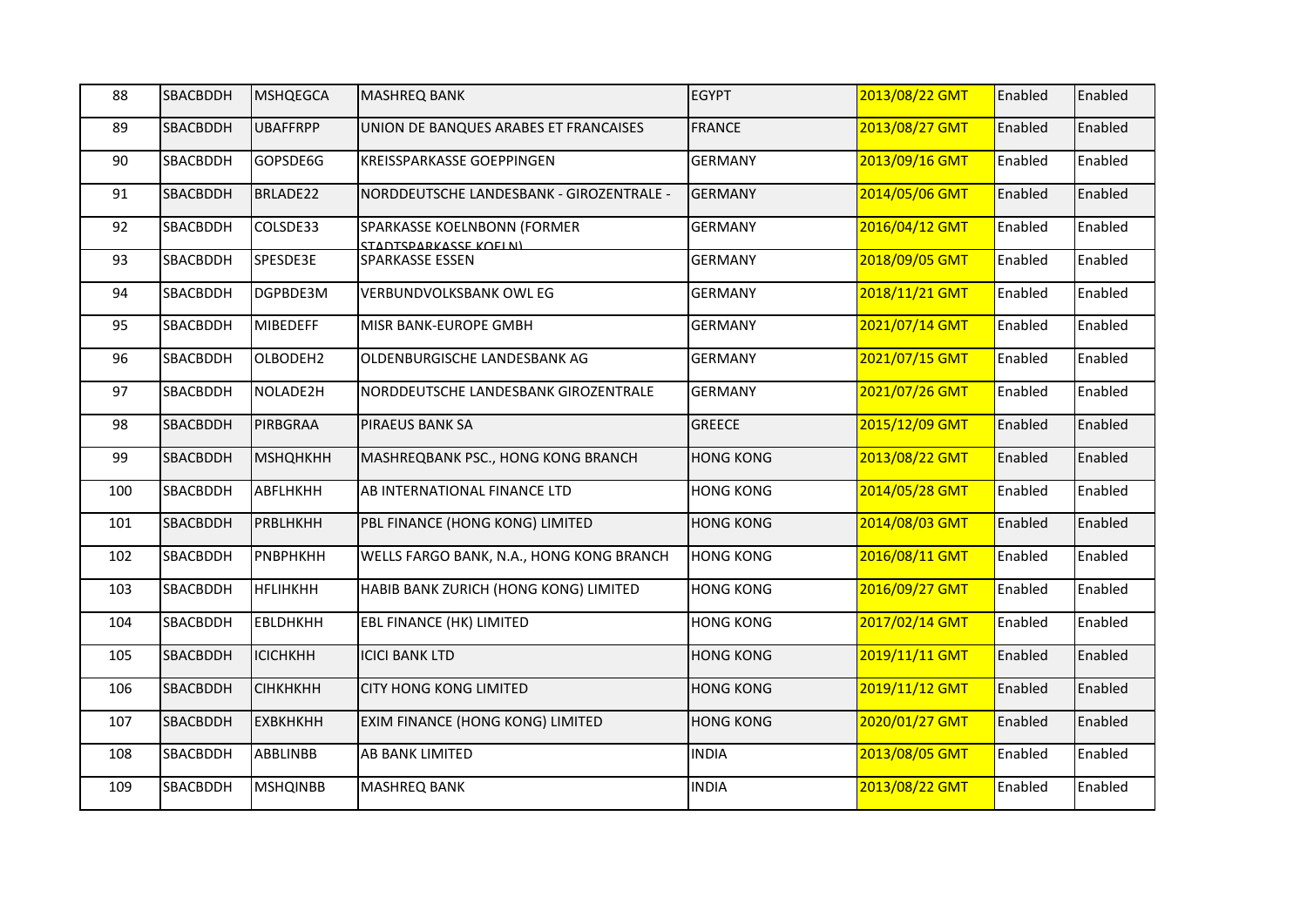| 88 | SBACBDDH | MSHQEGCA | MASHREQ BANK | EGYPT | 2013/08/22 GMT | Enabled | Enabled |
|---|---|---|---|---|---|---|---|
| 89 | SBACBDDH | UBAFFRPP | UNION DE BANQUES ARABES ET FRANCAISES | FRANCE | 2013/08/27 GMT | Enabled | Enabled |
| 90 | SBACBDDH | GOPSDE6G | KREISSPARKASSE GOEPPINGEN | GERMANY | 2013/09/16 GMT | Enabled | Enabled |
| 91 | SBACBDDH | BRLADE22 | NORDDEUTSCHE LANDESBANK - GIROZENTRALE - | GERMANY | 2014/05/06 GMT | Enabled | Enabled |
| 92 | SBACBDDH | COLSDE33 | SPARKASSE KOELNBONN (FORMER STADTSPARKASSE KOELN) | GERMANY | 2016/04/12 GMT | Enabled | Enabled |
| 93 | SBACBDDH | SPESDE3E | SPARKASSE ESSEN | GERMANY | 2018/09/05 GMT | Enabled | Enabled |
| 94 | SBACBDDH | DGPBDE3M | VERBUNDVOLKSBANK OWL EG | GERMANY | 2018/11/21 GMT | Enabled | Enabled |
| 95 | SBACBDDH | MIBEDEFF | MISR BANK-EUROPE GMBH | GERMANY | 2021/07/14 GMT | Enabled | Enabled |
| 96 | SBACBDDH | OLBODEH2 | OLDENBURGISCHE LANDESBANK AG | GERMANY | 2021/07/15 GMT | Enabled | Enabled |
| 97 | SBACBDDH | NOLADE2H | NORDDEUTSCHE LANDESBANK GIROZENTRALE | GERMANY | 2021/07/26 GMT | Enabled | Enabled |
| 98 | SBACBDDH | PIRBGRAA | PIRAEUS BANK SA | GREECE | 2015/12/09 GMT | Enabled | Enabled |
| 99 | SBACBDDH | MSHQHKHH | MASHREQBANK PSC., HONG KONG BRANCH | HONG KONG | 2013/08/22 GMT | Enabled | Enabled |
| 100 | SBACBDDH | ABFLHKHH | AB INTERNATIONAL FINANCE LTD | HONG KONG | 2014/05/28 GMT | Enabled | Enabled |
| 101 | SBACBDDH | PRBLHKHH | PBL FINANCE (HONG KONG) LIMITED | HONG KONG | 2014/08/03 GMT | Enabled | Enabled |
| 102 | SBACBDDH | PNBPHKHH | WELLS FARGO BANK, N.A., HONG KONG BRANCH | HONG KONG | 2016/08/11 GMT | Enabled | Enabled |
| 103 | SBACBDDH | HFLIHKHH | HABIB BANK ZURICH (HONG KONG) LIMITED | HONG KONG | 2016/09/27 GMT | Enabled | Enabled |
| 104 | SBACBDDH | EBLDHKHH | EBL FINANCE (HK) LIMITED | HONG KONG | 2017/02/14 GMT | Enabled | Enabled |
| 105 | SBACBDDH | ICICHKHH | ICICI BANK LTD | HONG KONG | 2019/11/11 GMT | Enabled | Enabled |
| 106 | SBACBDDH | CIHKHKHH | CITY HONG KONG LIMITED | HONG KONG | 2019/11/12 GMT | Enabled | Enabled |
| 107 | SBACBDDH | EXBKHKHH | EXIM FINANCE (HONG KONG) LIMITED | HONG KONG | 2020/01/27 GMT | Enabled | Enabled |
| 108 | SBACBDDH | ABBLINBB | AB BANK LIMITED | INDIA | 2013/08/05 GMT | Enabled | Enabled |
| 109 | SBACBDDH | MSHQINBB | MASHREQ BANK | INDIA | 2013/08/22 GMT | Enabled | Enabled |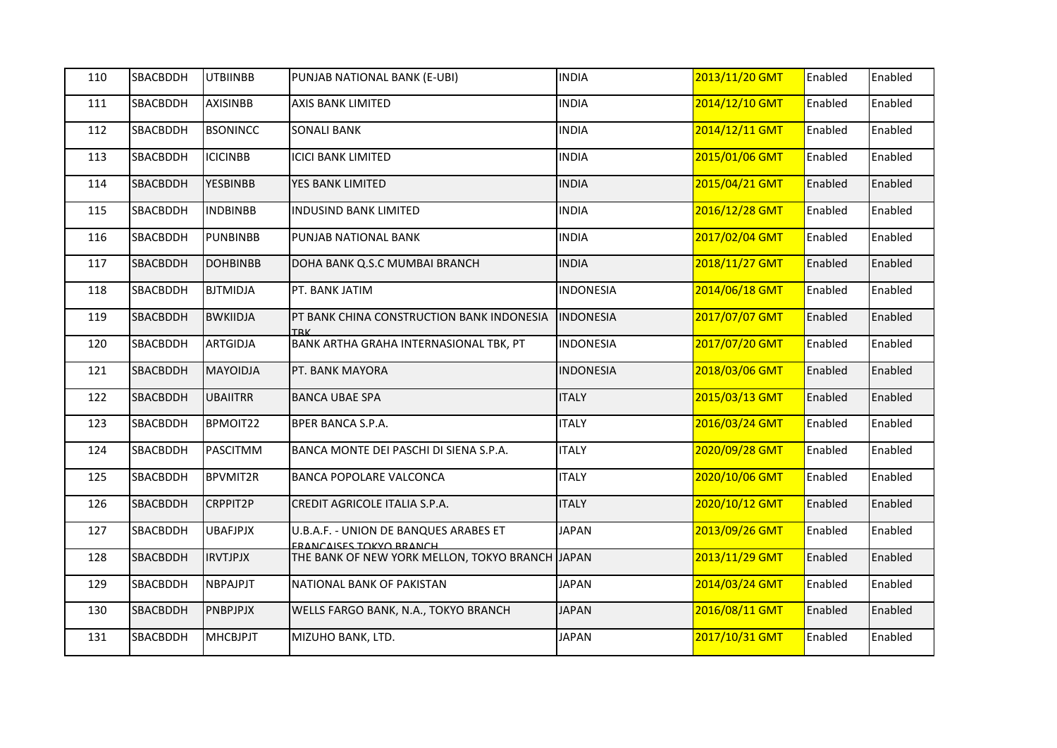| 110 | SBACBDDH | UTBIINBB | PUNJAB NATIONAL BANK (E-UBI) | INDIA | 2013/11/20 GMT | Enabled | Enabled |
|---|---|---|---|---|---|---|---|
| 111 | SBACBDDH | AXISINBB | AXIS BANK LIMITED | INDIA | 2014/12/10 GMT | Enabled | Enabled |
| 112 | SBACBDDH | BSONINCC | SONALI BANK | INDIA | 2014/12/11 GMT | Enabled | Enabled |
| 113 | SBACBDDH | ICICINBB | ICICI BANK LIMITED | INDIA | 2015/01/06 GMT | Enabled | Enabled |
| 114 | SBACBDDH | YESBINBB | YES BANK LIMITED | INDIA | 2015/04/21 GMT | Enabled | Enabled |
| 115 | SBACBDDH | INDBINBB | INDUSIND BANK LIMITED | INDIA | 2016/12/28 GMT | Enabled | Enabled |
| 116 | SBACBDDH | PUNBINBB | PUNJAB NATIONAL BANK | INDIA | 2017/02/04 GMT | Enabled | Enabled |
| 117 | SBACBDDH | DOHBINBB | DOHA BANK Q.S.C MUMBAI BRANCH | INDIA | 2018/11/27 GMT | Enabled | Enabled |
| 118 | SBACBDDH | BJTMIDJA | PT. BANK JATIM | INDONESIA | 2014/06/18 GMT | Enabled | Enabled |
| 119 | SBACBDDH | BWKIIDJA | PT BANK CHINA CONSTRUCTION BANK INDONESIA TBK | INDONESIA | 2017/07/07 GMT | Enabled | Enabled |
| 120 | SBACBDDH | ARTGIDJA | BANK ARTHA GRAHA INTERNASIONAL TBK, PT | INDONESIA | 2017/07/20 GMT | Enabled | Enabled |
| 121 | SBACBDDH | MAYOIDJA | PT. BANK MAYORA | INDONESIA | 2018/03/06 GMT | Enabled | Enabled |
| 122 | SBACBDDH | UBAIITRR | BANCA UBAE SPA | ITALY | 2015/03/13 GMT | Enabled | Enabled |
| 123 | SBACBDDH | BPMOIT22 | BPER BANCA S.P.A. | ITALY | 2016/03/24 GMT | Enabled | Enabled |
| 124 | SBACBDDH | PASCITMM | BANCA MONTE DEI PASCHI DI SIENA S.P.A. | ITALY | 2020/09/28 GMT | Enabled | Enabled |
| 125 | SBACBDDH | BPVMIT2R | BANCA POPOLARE VALCONCA | ITALY | 2020/10/06 GMT | Enabled | Enabled |
| 126 | SBACBDDH | CRPPIT2P | CREDIT AGRICOLE ITALIA S.P.A. | ITALY | 2020/10/12 GMT | Enabled | Enabled |
| 127 | SBACBDDH | UBAFJPJX | U.B.A.F. - UNION DE BANQUES ARABES ET FRANCAISES TOKYO BRANCH | JAPAN | 2013/09/26 GMT | Enabled | Enabled |
| 128 | SBACBDDH | IRVTJPJX | THE BANK OF NEW YORK MELLON, TOKYO BRANCH | JAPAN | 2013/11/29 GMT | Enabled | Enabled |
| 129 | SBACBDDH | NBPAJPJT | NATIONAL BANK OF PAKISTAN | JAPAN | 2014/03/24 GMT | Enabled | Enabled |
| 130 | SBACBDDH | PNBPJPJX | WELLS FARGO BANK, N.A., TOKYO BRANCH | JAPAN | 2016/08/11 GMT | Enabled | Enabled |
| 131 | SBACBDDH | MHCBJPJT | MIZUHO BANK, LTD. | JAPAN | 2017/10/31 GMT | Enabled | Enabled |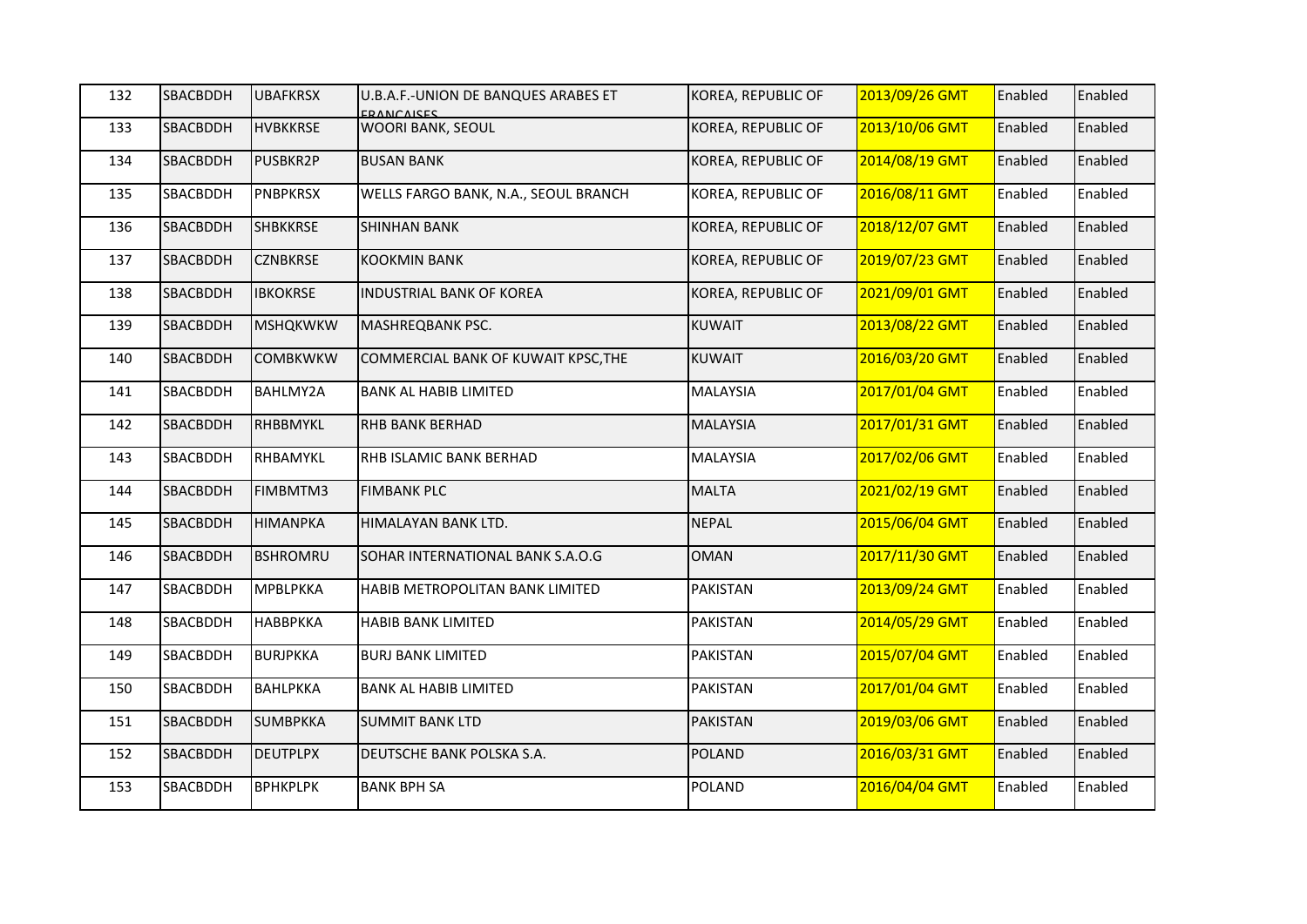| 132 | SBACBDDH | UBAFKRSX | U.B.A.F.-UNION DE BANQUES ARABES ET FRANCAISES | KOREA, REPUBLIC OF | 2013/09/26 GMT | Enabled | Enabled |
|---|---|---|---|---|---|---|---|
| 133 | SBACBDDH | HVBKKRSE | WOORI BANK, SEOUL | KOREA, REPUBLIC OF | 2013/10/06 GMT | Enabled | Enabled |
| 134 | SBACBDDH | PUSBKR2P | BUSAN BANK | KOREA, REPUBLIC OF | 2014/08/19 GMT | Enabled | Enabled |
| 135 | SBACBDDH | PNBPKRSX | WELLS FARGO BANK, N.A., SEOUL BRANCH | KOREA, REPUBLIC OF | 2016/08/11 GMT | Enabled | Enabled |
| 136 | SBACBDDH | SHBKKRSE | SHINHAN BANK | KOREA, REPUBLIC OF | 2018/12/07 GMT | Enabled | Enabled |
| 137 | SBACBDDH | CZNBKRSE | KOOKMIN BANK | KOREA, REPUBLIC OF | 2019/07/23 GMT | Enabled | Enabled |
| 138 | SBACBDDH | IBKOKRSE | INDUSTRIAL BANK OF KOREA | KOREA, REPUBLIC OF | 2021/09/01 GMT | Enabled | Enabled |
| 139 | SBACBDDH | MSHQKWKW | MASHREQBANK PSC. | KUWAIT | 2013/08/22 GMT | Enabled | Enabled |
| 140 | SBACBDDH | COMBKWKW | COMMERCIAL BANK OF KUWAIT KPSC,THE | KUWAIT | 2016/03/20 GMT | Enabled | Enabled |
| 141 | SBACBDDH | BAHLMY2A | BANK AL HABIB LIMITED | MALAYSIA | 2017/01/04 GMT | Enabled | Enabled |
| 142 | SBACBDDH | RHBBMYKL | RHB BANK BERHAD | MALAYSIA | 2017/01/31 GMT | Enabled | Enabled |
| 143 | SBACBDDH | RHBAMYKL | RHB ISLAMIC BANK BERHAD | MALAYSIA | 2017/02/06 GMT | Enabled | Enabled |
| 144 | SBACBDDH | FIMBMTM3 | FIMBANK PLC | MALTA | 2021/02/19 GMT | Enabled | Enabled |
| 145 | SBACBDDH | HIMANPKA | HIMALAYAN BANK LTD. | NEPAL | 2015/06/04 GMT | Enabled | Enabled |
| 146 | SBACBDDH | BSHROMRU | SOHAR INTERNATIONAL BANK S.A.O.G | OMAN | 2017/11/30 GMT | Enabled | Enabled |
| 147 | SBACBDDH | MPBLPKKA | HABIB METROPOLITAN BANK LIMITED | PAKISTAN | 2013/09/24 GMT | Enabled | Enabled |
| 148 | SBACBDDH | HABBPKKA | HABIB BANK LIMITED | PAKISTAN | 2014/05/29 GMT | Enabled | Enabled |
| 149 | SBACBDDH | BURJPKKA | BURJ BANK LIMITED | PAKISTAN | 2015/07/04 GMT | Enabled | Enabled |
| 150 | SBACBDDH | BAHLPKKA | BANK AL HABIB LIMITED | PAKISTAN | 2017/01/04 GMT | Enabled | Enabled |
| 151 | SBACBDDH | SUMBPKKA | SUMMIT BANK LTD | PAKISTAN | 2019/03/06 GMT | Enabled | Enabled |
| 152 | SBACBDDH | DEUTPLPX | DEUTSCHE BANK POLSKA S.A. | POLAND | 2016/03/31 GMT | Enabled | Enabled |
| 153 | SBACBDDH | BPHKPLPK | BANK BPH SA | POLAND | 2016/04/04 GMT | Enabled | Enabled |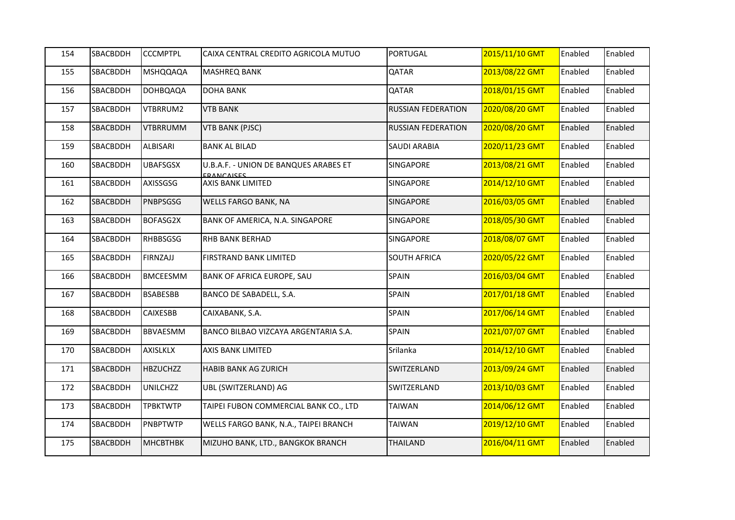| 154 | SBACBDDH | CCCMPTPL | CAIXA CENTRAL CREDITO AGRICOLA MUTUO | PORTUGAL | 2015/11/10 GMT | Enabled | Enabled |
|---|---|---|---|---|---|---|---|
| 155 | SBACBDDH | MSHQQAQA | MASHREQ BANK | QATAR | 2013/08/22 GMT | Enabled | Enabled |
| 156 | SBACBDDH | DOHBQAQA | DOHA BANK | QATAR | 2018/01/15 GMT | Enabled | Enabled |
| 157 | SBACBDDH | VTBRRUM2 | VTB BANK | RUSSIAN FEDERATION | 2020/08/20 GMT | Enabled | Enabled |
| 158 | SBACBDDH | VTBRRUMM | VTB BANK (PJSC) | RUSSIAN FEDERATION | 2020/08/20 GMT | Enabled | Enabled |
| 159 | SBACBDDH | ALBISARI | BANK AL BILAD | SAUDI ARABIA | 2020/11/23 GMT | Enabled | Enabled |
| 160 | SBACBDDH | UBAFSGSX | U.B.A.F. - UNION DE BANQUES ARABES ET FRANCAISES | SINGAPORE | 2013/08/21 GMT | Enabled | Enabled |
| 161 | SBACBDDH | AXISSGSG | AXIS BANK LIMITED | SINGAPORE | 2014/12/10 GMT | Enabled | Enabled |
| 162 | SBACBDDH | PNBPSGSG | WELLS FARGO BANK, NA | SINGAPORE | 2016/03/05 GMT | Enabled | Enabled |
| 163 | SBACBDDH | BOFASG2X | BANK OF AMERICA, N.A. SINGAPORE | SINGAPORE | 2018/05/30 GMT | Enabled | Enabled |
| 164 | SBACBDDH | RHBBSGSG | RHB BANK BERHAD | SINGAPORE | 2018/08/07 GMT | Enabled | Enabled |
| 165 | SBACBDDH | FIRNZAJJ | FIRSTRAND BANK LIMITED | SOUTH AFRICA | 2020/05/22 GMT | Enabled | Enabled |
| 166 | SBACBDDH | BMCEESMM | BANK OF AFRICA EUROPE, SAU | SPAIN | 2016/03/04 GMT | Enabled | Enabled |
| 167 | SBACBDDH | BSABESBB | BANCO DE SABADELL, S.A. | SPAIN | 2017/01/18 GMT | Enabled | Enabled |
| 168 | SBACBDDH | CAIXESBB | CAIXABANK, S.A. | SPAIN | 2017/06/14 GMT | Enabled | Enabled |
| 169 | SBACBDDH | BBVAESMM | BANCO BILBAO VIZCAYA ARGENTARIA S.A. | SPAIN | 2021/07/07 GMT | Enabled | Enabled |
| 170 | SBACBDDH | AXISLKLX | AXIS BANK LIMITED | Srilanka | 2014/12/10 GMT | Enabled | Enabled |
| 171 | SBACBDDH | HBZUCHZZ | HABIB BANK AG ZURICH | SWITZERLAND | 2013/09/24 GMT | Enabled | Enabled |
| 172 | SBACBDDH | UNILCHZZ | UBL (SWITZERLAND) AG | SWITZERLAND | 2013/10/03 GMT | Enabled | Enabled |
| 173 | SBACBDDH | TPBKTWTP | TAIPEI FUBON COMMERCIAL BANK CO., LTD | TAIWAN | 2014/06/12 GMT | Enabled | Enabled |
| 174 | SBACBDDH | PNBPTWTP | WELLS FARGO BANK, N.A., TAIPEI BRANCH | TAIWAN | 2019/12/10 GMT | Enabled | Enabled |
| 175 | SBACBDDH | MHCBTHBK | MIZUHO BANK, LTD., BANGKOK BRANCH | THAILAND | 2016/04/11 GMT | Enabled | Enabled |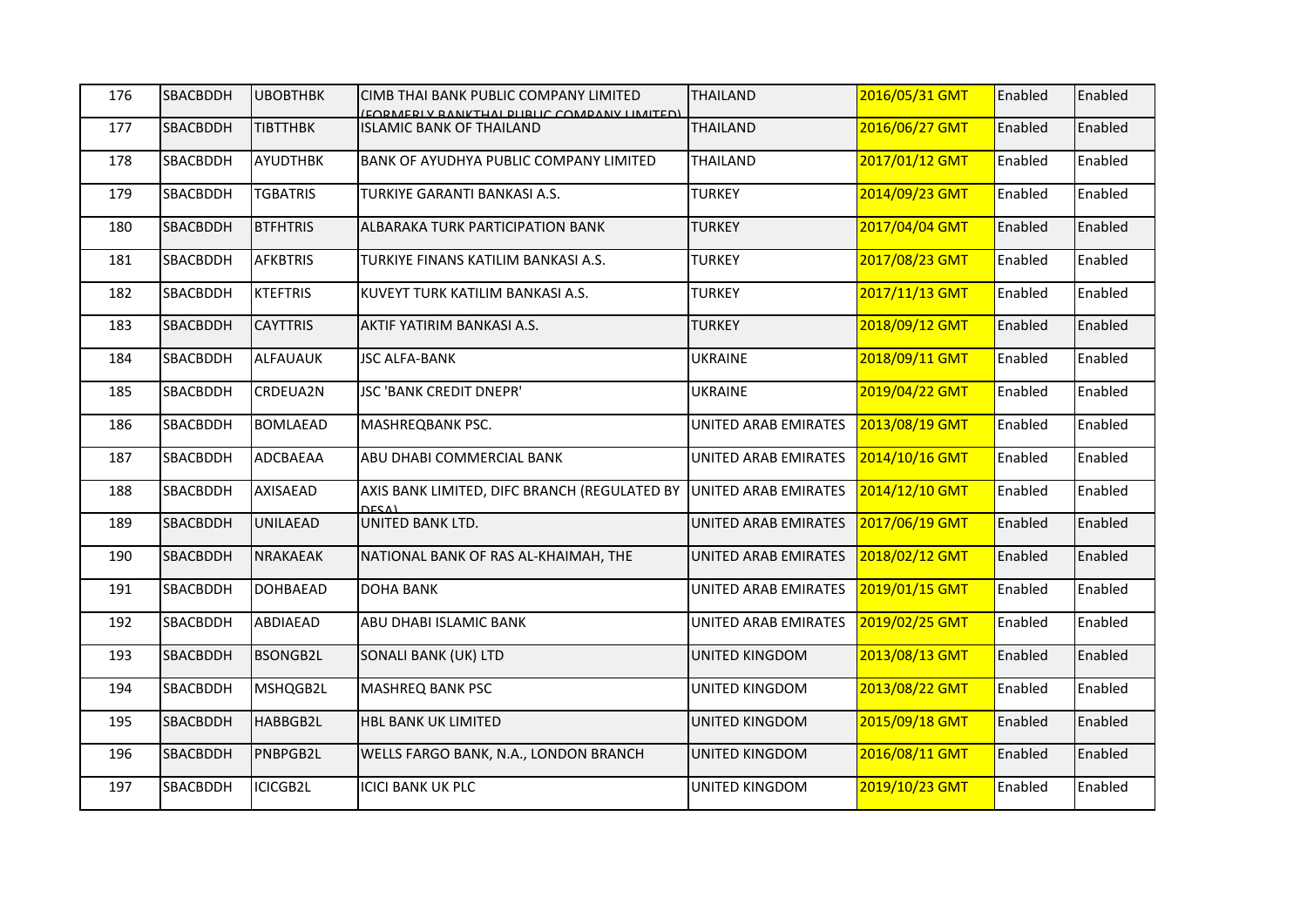| 176 | SBACBDDH | UBOBTHBK | CIMB THAI BANK PUBLIC COMPANY LIMITED (FORMERLY BANKTHAI PUBLIC COMPANY LIMITED) | THAILAND | 2016/05/31 GMT | Enabled | Enabled |
|---|---|---|---|---|---|---|---|
| 177 | SBACBDDH | TIBTTHBK | ISLAMIC BANK OF THAILAND | THAILAND | 2016/06/27 GMT | Enabled | Enabled |
| 178 | SBACBDDH | AYUDTHBK | BANK OF AYUDHYA PUBLIC COMPANY LIMITED | THAILAND | 2017/01/12 GMT | Enabled | Enabled |
| 179 | SBACBDDH | TGBATRIS | TURKIYE GARANTI BANKASI A.S. | TURKEY | 2014/09/23 GMT | Enabled | Enabled |
| 180 | SBACBDDH | BTFHTRIS | ALBARAKA TURK PARTICIPATION BANK | TURKEY | 2017/04/04 GMT | Enabled | Enabled |
| 181 | SBACBDDH | AFKBTRIS | TURKIYE FINANS KATILIM BANKASI A.S. | TURKEY | 2017/08/23 GMT | Enabled | Enabled |
| 182 | SBACBDDH | KTEFTRIS | KUVEYT TURK KATILIM BANKASI A.S. | TURKEY | 2017/11/13 GMT | Enabled | Enabled |
| 183 | SBACBDDH | CAYTTRIS | AKTIF YATIRIM BANKASI A.S. | TURKEY | 2018/09/12 GMT | Enabled | Enabled |
| 184 | SBACBDDH | ALFAUAUK | JSC ALFA-BANK | UKRAINE | 2018/09/11 GMT | Enabled | Enabled |
| 185 | SBACBDDH | CRDEUA2N | JSC 'BANK CREDIT DNEPR' | UKRAINE | 2019/04/22 GMT | Enabled | Enabled |
| 186 | SBACBDDH | BOMLAEAD | MASHREQBANK PSC. | UNITED ARAB EMIRATES | 2013/08/19 GMT | Enabled | Enabled |
| 187 | SBACBDDH | ADCBAEAA | ABU DHABI COMMERCIAL BANK | UNITED ARAB EMIRATES | 2014/10/16 GMT | Enabled | Enabled |
| 188 | SBACBDDH | AXISAEAD | AXIS BANK LIMITED, DIFC BRANCH (REGULATED BY DFSA) | UNITED ARAB EMIRATES | 2014/12/10 GMT | Enabled | Enabled |
| 189 | SBACBDDH | UNILAEAD | UNITED BANK LTD. | UNITED ARAB EMIRATES | 2017/06/19 GMT | Enabled | Enabled |
| 190 | SBACBDDH | NRAKAEAK | NATIONAL BANK OF RAS AL-KHAIMAH, THE | UNITED ARAB EMIRATES | 2018/02/12 GMT | Enabled | Enabled |
| 191 | SBACBDDH | DOHBAEAD | DOHA BANK | UNITED ARAB EMIRATES | 2019/01/15 GMT | Enabled | Enabled |
| 192 | SBACBDDH | ABDIAEAD | ABU DHABI ISLAMIC BANK | UNITED ARAB EMIRATES | 2019/02/25 GMT | Enabled | Enabled |
| 193 | SBACBDDH | BSONGB2L | SONALI BANK (UK) LTD | UNITED KINGDOM | 2013/08/13 GMT | Enabled | Enabled |
| 194 | SBACBDDH | MSHQGB2L | MASHREQ BANK PSC | UNITED KINGDOM | 2013/08/22 GMT | Enabled | Enabled |
| 195 | SBACBDDH | HABBGB2L | HBL BANK UK LIMITED | UNITED KINGDOM | 2015/09/18 GMT | Enabled | Enabled |
| 196 | SBACBDDH | PNBPGB2L | WELLS FARGO BANK, N.A., LONDON BRANCH | UNITED KINGDOM | 2016/08/11 GMT | Enabled | Enabled |
| 197 | SBACBDDH | ICICGB2L | ICICI BANK UK PLC | UNITED KINGDOM | 2019/10/23 GMT | Enabled | Enabled |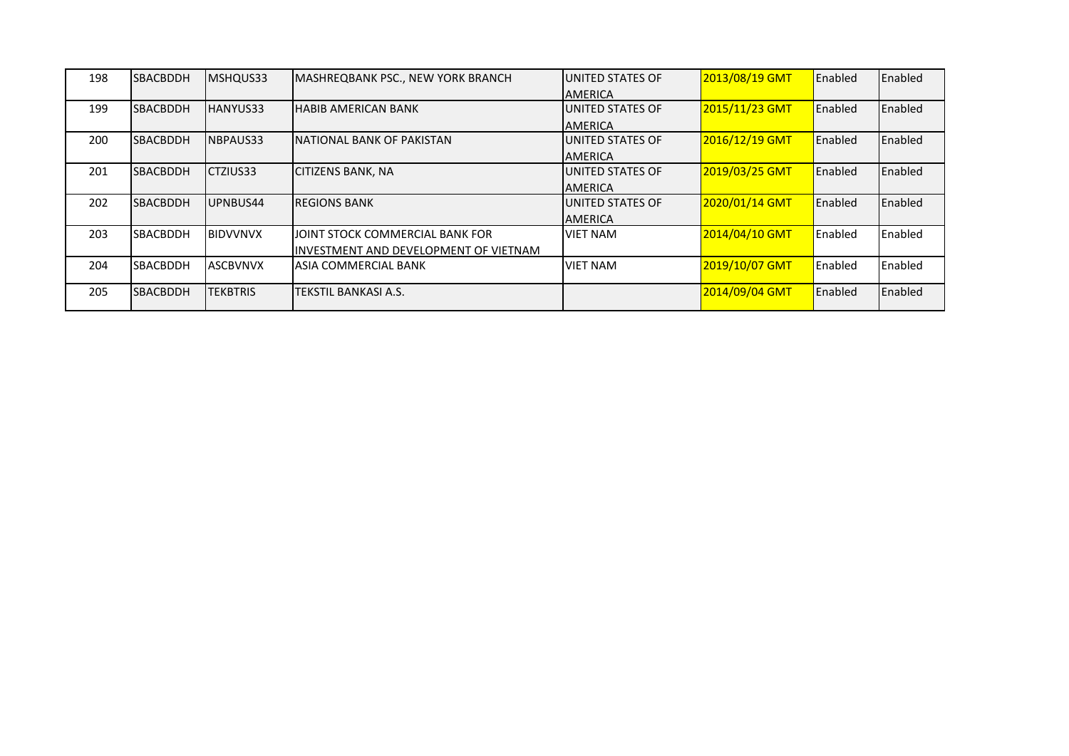| 198 | SBACBDDH | MSHQUS33 | MASHREQBANK PSC., NEW YORK BRANCH | UNITED STATES OF AMERICA | 2013/08/19 GMT | Enabled | Enabled |
|---|---|---|---|---|---|---|---|
| 199 | SBACBDDH | HANYUS33 | HABIB AMERICAN BANK | UNITED STATES OF AMERICA | 2015/11/23 GMT | Enabled | Enabled |
| 200 | SBACBDDH | NBPAUS33 | NATIONAL BANK OF PAKISTAN | UNITED STATES OF AMERICA | 2016/12/19 GMT | Enabled | Enabled |
| 201 | SBACBDDH | CTZIUS33 | CITIZENS BANK, NA | UNITED STATES OF AMERICA | 2019/03/25 GMT | Enabled | Enabled |
| 202 | SBACBDDH | UPNBUS44 | REGIONS BANK | UNITED STATES OF AMERICA | 2020/01/14 GMT | Enabled | Enabled |
| 203 | SBACBDDH | BIDVVNVX | JOINT STOCK COMMERCIAL BANK FOR INVESTMENT AND DEVELOPMENT OF VIETNAM | VIET NAM | 2014/04/10 GMT | Enabled | Enabled |
| 204 | SBACBDDH | ASCBVNVX | ASIA COMMERCIAL BANK | VIET NAM | 2019/10/07 GMT | Enabled | Enabled |
| 205 | SBACBDDH | TEKBTRIS | TEKSTIL BANKASI A.S. | | 2014/09/04 GMT | Enabled | Enabled |